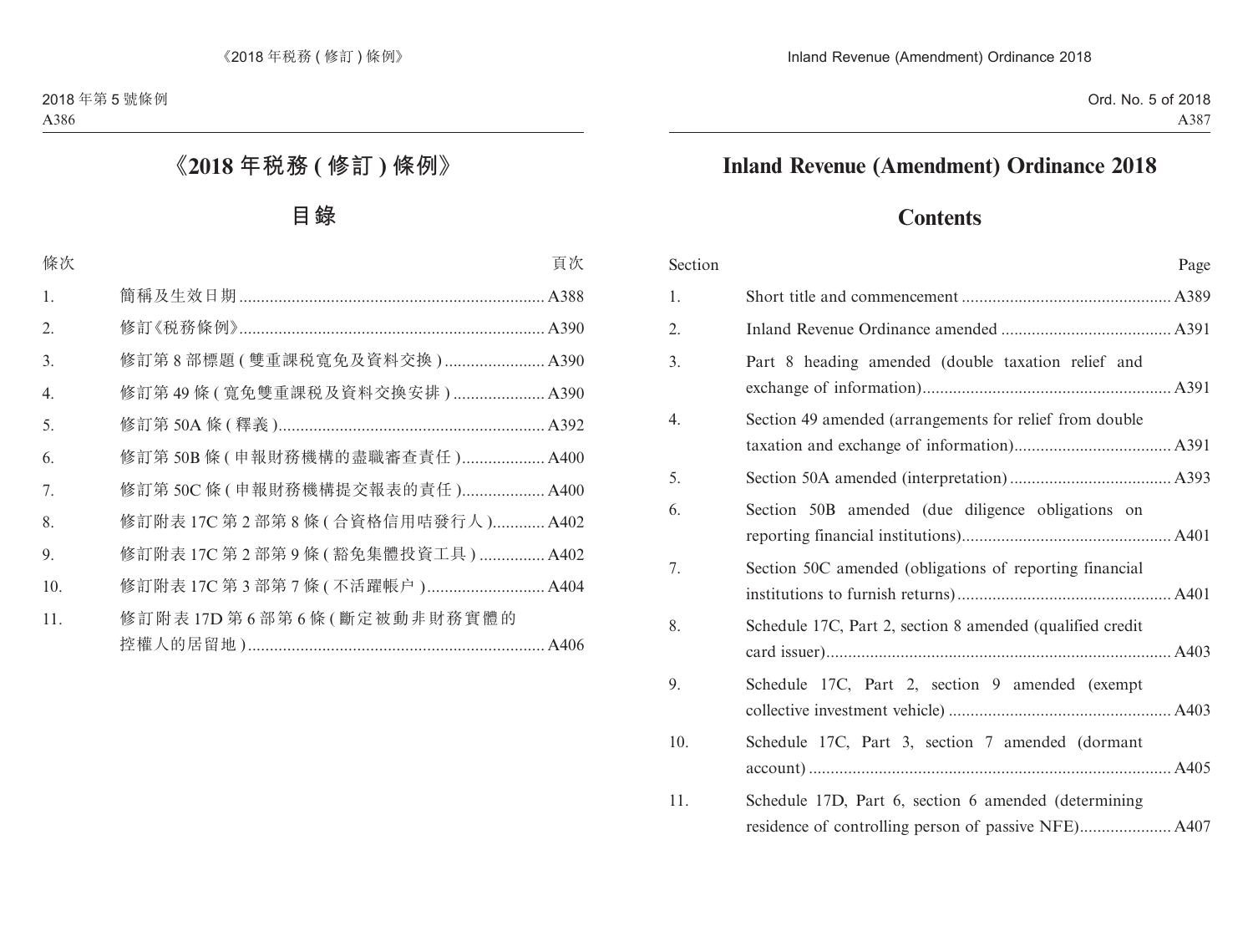# 《2018 年稅務 ( 修訂 ) 條例》

## 目錄

| 條次 | | 頁次 |
|---|---|---|
| 1. | 簡稱及生效日期 | A388 |
| 2. | 修訂《稅務條例》 | A390 |
| 3. | 修訂第 8 部標題 ( 雙重課稅寬免及資料交換 ) | A390 |
| 4. | 修訂第 49 條 ( 寬免雙重課稅及資料交換安排 ) | A390 |
| 5. | 修訂第 50A 條 ( 釋義 ) | A392 |
| 6. | 修訂第 50B 條 ( 申報財務機構的盡職審查責任 ) | A400 |
| 7. | 修訂第 50C 條 ( 申報財務機構提交報表的責任 ) | A400 |
| 8. | 修訂附表 17C 第 2 部第 8 條 ( 合資格信用咭發行人 ) | A402 |
| 9. | 修訂附表 17C 第 2 部第 9 條 ( 豁免集體投資工具 ) | A402 |
| 10. | 修訂附表 17C 第 3 部第 7 條 ( 不活躍帳户 ) | A404 |
| 11. | 修訂附表 17D 第 6 部第 6 條 ( 斷定被動非財務實體的控權人的居留地 ) | A406 |

# Inland Revenue (Amendment) Ordinance 2018

## Contents

| Section | | Page |
|---|---|---|
| 1. | Short title and commencement | A389 |
| 2. | Inland Revenue Ordinance amended | A391 |
| 3. | Part 8 heading amended (double taxation relief and exchange of information) | A391 |
| 4. | Section 49 amended (arrangements for relief from double taxation and exchange of information) | A391 |
| 5. | Section 50A amended (interpretation) | A393 |
| 6. | Section 50B amended (due diligence obligations on reporting financial institutions) | A401 |
| 7. | Section 50C amended (obligations of reporting financial institutions to furnish returns) | A401 |
| 8. | Schedule 17C, Part 2, section 8 amended (qualified credit card issuer) | A403 |
| 9. | Schedule 17C, Part 2, section 9 amended (exempt collective investment vehicle) | A403 |
| 10. | Schedule 17C, Part 3, section 7 amended (dormant account) | A405 |
| 11. | Schedule 17D, Part 6, section 6 amended (determining residence of controlling person of passive NFE) | A407 |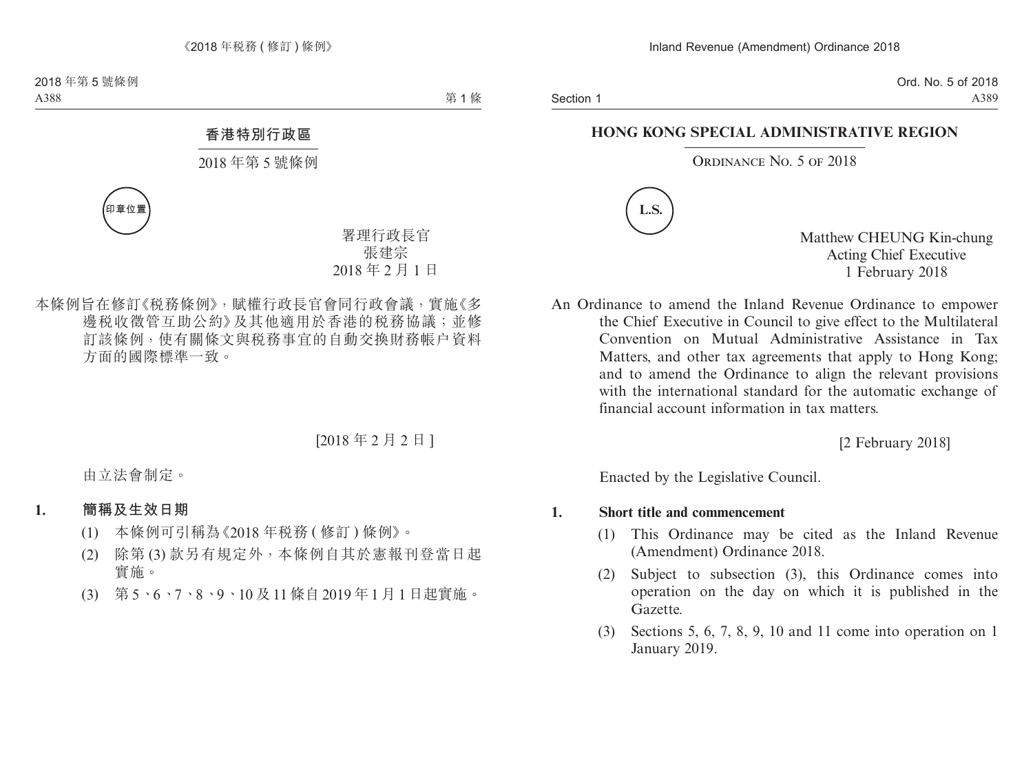# 香港特別行政區

## 2018 年第 5 號條例

印章位置

署理行政長官
張建宗
2018 年 2 月 1 日

本條例旨在修訂《稅務條例》，賦權行政長官會同行政會議，實施《多邊稅收徵管互助公約》及其他適用於香港的稅務協議；並修訂該條例，使有關條文與稅務事宜的自動交換財務帳户資料方面的國際標準一致。

[2018 年 2 月 2 日]

由立法會制定。

**1. 簡稱及生效日期**

(1) 本條例可引稱為《2018 年稅務 (修訂) 條例》。

(2) 除第 (3) 款另有規定外，本條例自其於憲報刊登當日起實施。

(3) 第 5、6、7、8、9、10 及 11 條自 2019 年 1 月 1 日起實施。

# HONG KONG SPECIAL ADMINISTRATIVE REGION

## Ordinance No. 5 of 2018

L.S.

Matthew CHEUNG Kin-chung
Acting Chief Executive
1 February 2018

An Ordinance to amend the Inland Revenue Ordinance to empower the Chief Executive in Council to give effect to the Multilateral Convention on Mutual Administrative Assistance in Tax Matters, and other tax agreements that apply to Hong Kong; and to amend the Ordinance to align the relevant provisions with the international standard for the automatic exchange of financial account information in tax matters.

[2 February 2018]

Enacted by the Legislative Council.

**1. Short title and commencement**

(1) This Ordinance may be cited as the Inland Revenue (Amendment) Ordinance 2018.

(2) Subject to subsection (3), this Ordinance comes into operation on the day on which it is published in the Gazette.

(3) Sections 5, 6, 7, 8, 9, 10 and 11 come into operation on 1 January 2019.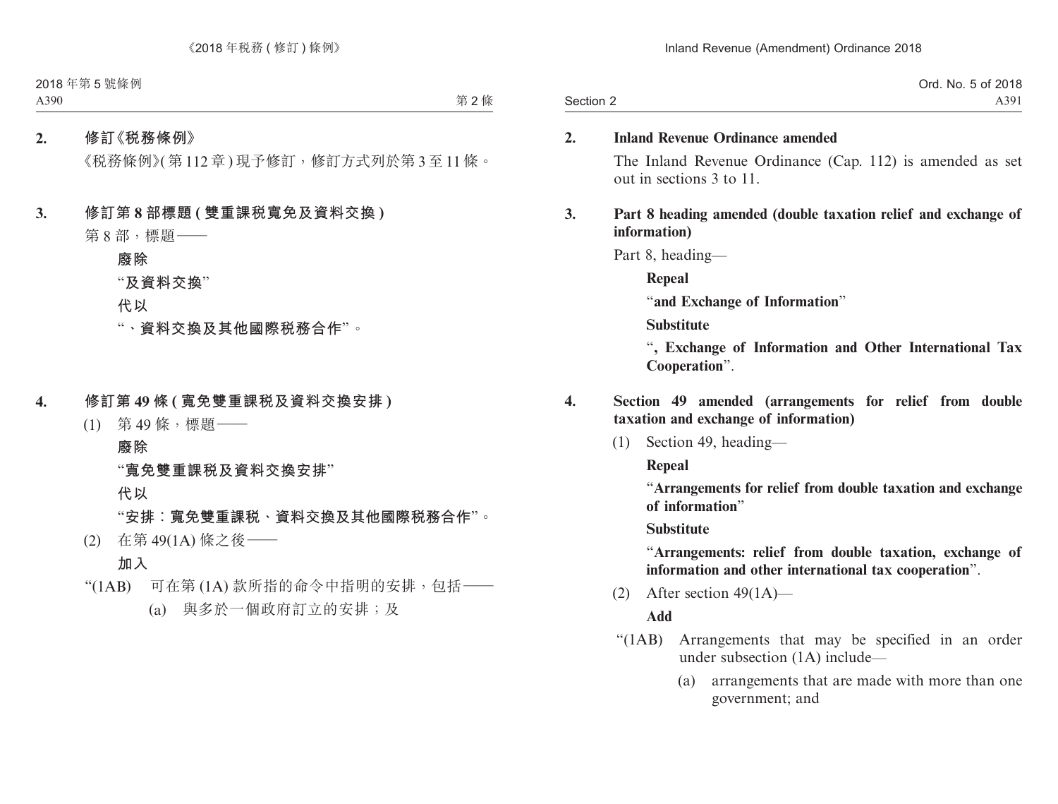**2. 修訂《稅務條例》**

《稅務條例》(第 112 章) 現予修訂，修訂方式列於第 3 至 11 條。

**3. 修訂第 8 部標題 (雙重課稅寬免及資料交換)**

第 8 部，標題——

**廢除**

“**及資料交換**”

**代以**

“**、資料交換及其他國際稅務合作**”。

**4. 修訂第 49 條 (寬免雙重課稅及資料交換安排)**

(1) 第 49 條，標題——

**廢除**

“**寬免雙重課稅及資料交換安排**”

**代以**

“**安排：寬免雙重課稅、資料交換及其他國際稅務合作**”。

(2) 在第 49(1A) 條之後——

**加入**

“(1AB) 可在第 (1A) 款所指的命令中指明的安排，包括——

(a) 與多於一個政府訂立的安排；及

**2. Inland Revenue Ordinance amended**

The Inland Revenue Ordinance (Cap. 112) is amended as set out in sections 3 to 11.

**3. Part 8 heading amended (double taxation relief and exchange of information)**

Part 8, heading—

**Repeal**

“**and Exchange of Information**”

**Substitute**

“**, Exchange of Information and Other International Tax Cooperation**”.

**4. Section 49 amended (arrangements for relief from double taxation and exchange of information)**

(1) Section 49, heading—

**Repeal**

“**Arrangements for relief from double taxation and exchange of information**”

**Substitute**

“**Arrangements: relief from double taxation, exchange of information and other international tax cooperation**”.

(2) After section 49(1A)—

**Add**

“(1AB) Arrangements that may be specified in an order under subsection (1A) include—

(a) arrangements that are made with more than one government; and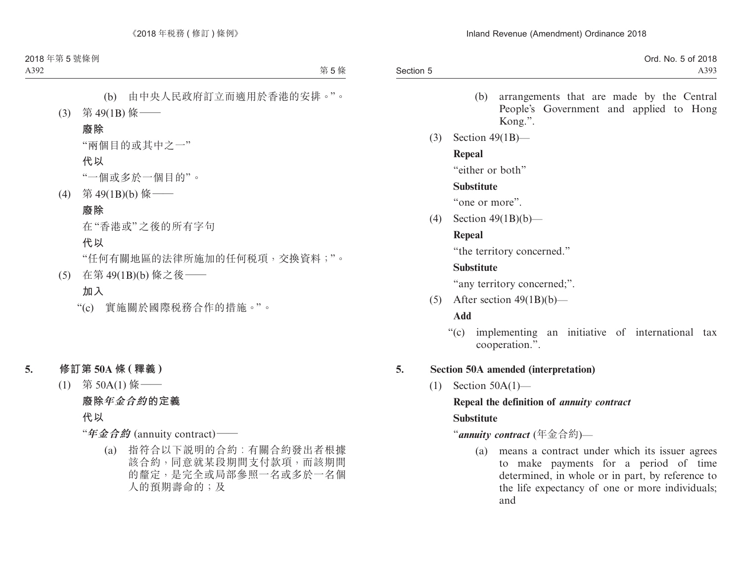(b) 由中央人民政府訂立而適用於香港的安排。”。

(3) 第 49(1B) 條——

**廢除**

“兩個目的或其中之一”

**代以**

“一個或多於一個目的”。

(4) 第 49(1B)(b) 條——

**廢除**

在“香港或”之後的所有字句

**代以**

“任何有關地區的法律所施加的任何稅項，交換資料；”。

(5) 在第 49(1B)(b) 條之後——

**加入**

“(c) 實施關於國際稅務合作的措施。”。

## 5. 修訂第 50A 條 (釋義)

(1) 第 50A(1) 條——

**廢除*年金合約*的定義**

**代以**

“***年金合約*** (annuity contract)——

(a) 指符合以下說明的合約：有關合約發出者根據該合約，同意就某段期間支付款項，而該期間的釐定，是完全或局部參照一名或多於一名個人的預期壽命的；及

(b) arrangements that are made by the Central People's Government and applied to Hong Kong.”.

(3) Section 49(1B)—

**Repeal**

“either or both”

**Substitute**

“one or more”.

(4) Section 49(1B)(b)—

**Repeal**

“the territory concerned.”

**Substitute**

“any territory concerned;”.

(5) After section 49(1B)(b)—

**Add**

“(c) implementing an initiative of international tax cooperation.”.

## 5. Section 50A amended (interpretation)

(1) Section 50A(1)—

**Repeal the definition of *annuity contract***

**Substitute**

“***annuity contract*** (年金合約)—

(a) means a contract under which its issuer agrees to make payments for a period of time determined, in whole or in part, by reference to the life expectancy of one or more individuals; and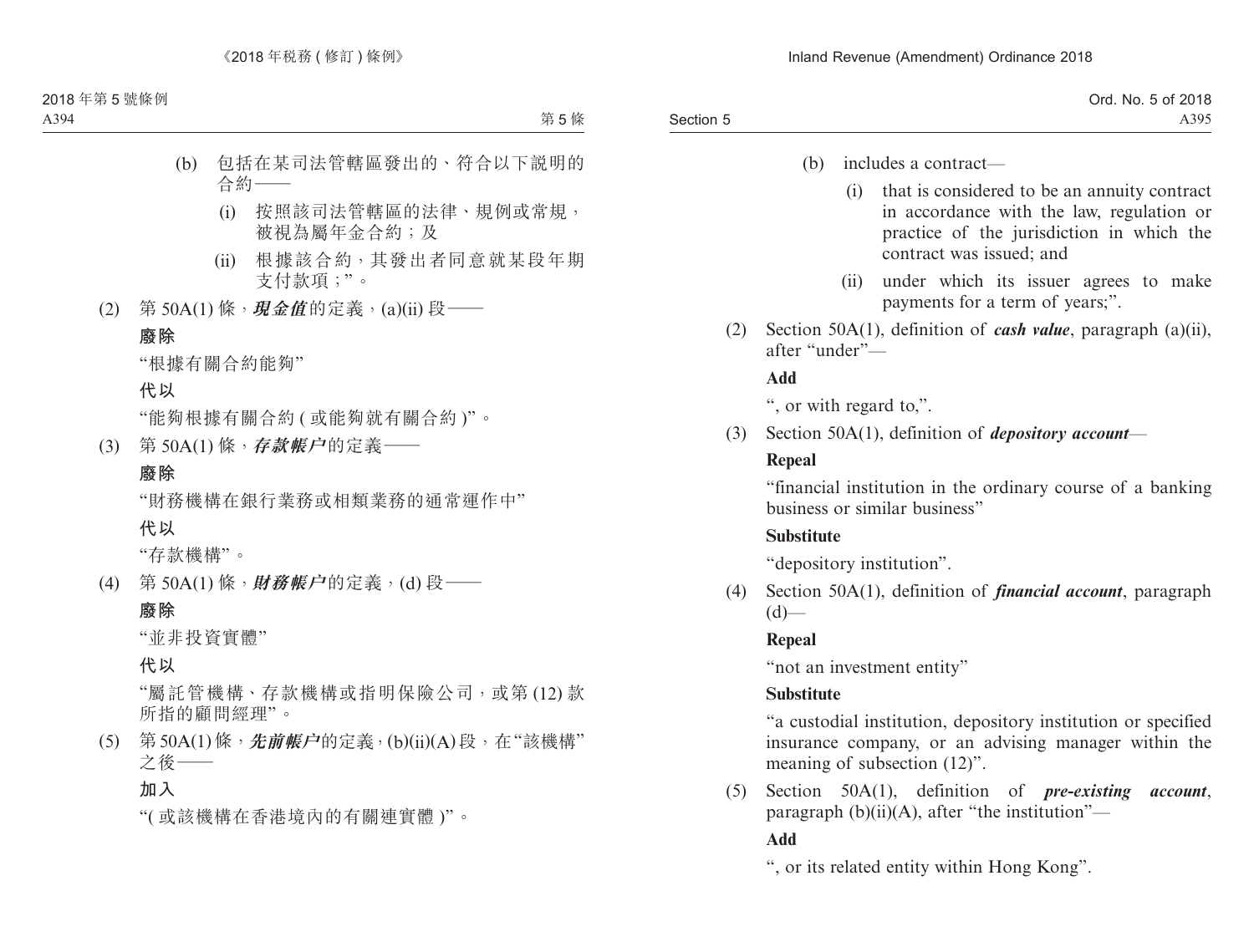(b) 包括在某司法管轄區發出的、符合以下説明的合約——

(i) 按照該司法管轄區的法律、規例或常規，被視為屬年金合約；及

(ii) 根據該合約，其發出者同意就某段年期支付款項；”。

(2) 第 50A(1) 條，***現金值***的定義，(a)(ii) 段——

**廢除**

“根據有關合約能夠”

**代以**

“能夠根據有關合約 (或能夠就有關合約)”。

(3) 第 50A(1) 條，***存款帳戶***的定義——

**廢除**

“財務機構在銀行業務或相類業務的通常運作中”

**代以**

“存款機構”。

(4) 第 50A(1) 條，***財務帳户***的定義，(d) 段——

**廢除**

“並非投資實體”

**代以**

“屬託管機構、存款機構或指明保險公司，或第 (12) 款所指的顧問經理”。

(5) 第 50A(1) 條，***先前帳户***的定義，(b)(ii)(A) 段，在“該機構”之後——

**加入**

“(或該機構在香港境內的有關連實體)”。

(b) includes a contract—

(i) that is considered to be an annuity contract in accordance with the law, regulation or practice of the jurisdiction in which the contract was issued; and

(ii) under which its issuer agrees to make payments for a term of years;”.

(2) Section 50A(1), definition of ***cash value***, paragraph (a)(ii), after “under”—

**Add**

“, or with regard to,”.

(3) Section 50A(1), definition of ***depository account***—

**Repeal**

“financial institution in the ordinary course of a banking business or similar business”

**Substitute**

“depository institution”.

(4) Section 50A(1), definition of ***financial account***, paragraph (d)—

**Repeal**

“not an investment entity”

**Substitute**

“a custodial institution, depository institution or specified insurance company, or an advising manager within the meaning of subsection (12)”.

(5) Section 50A(1), definition of ***pre-existing account***, paragraph (b)(ii)(A), after “the institution”—

**Add**

“, or its related entity within Hong Kong”.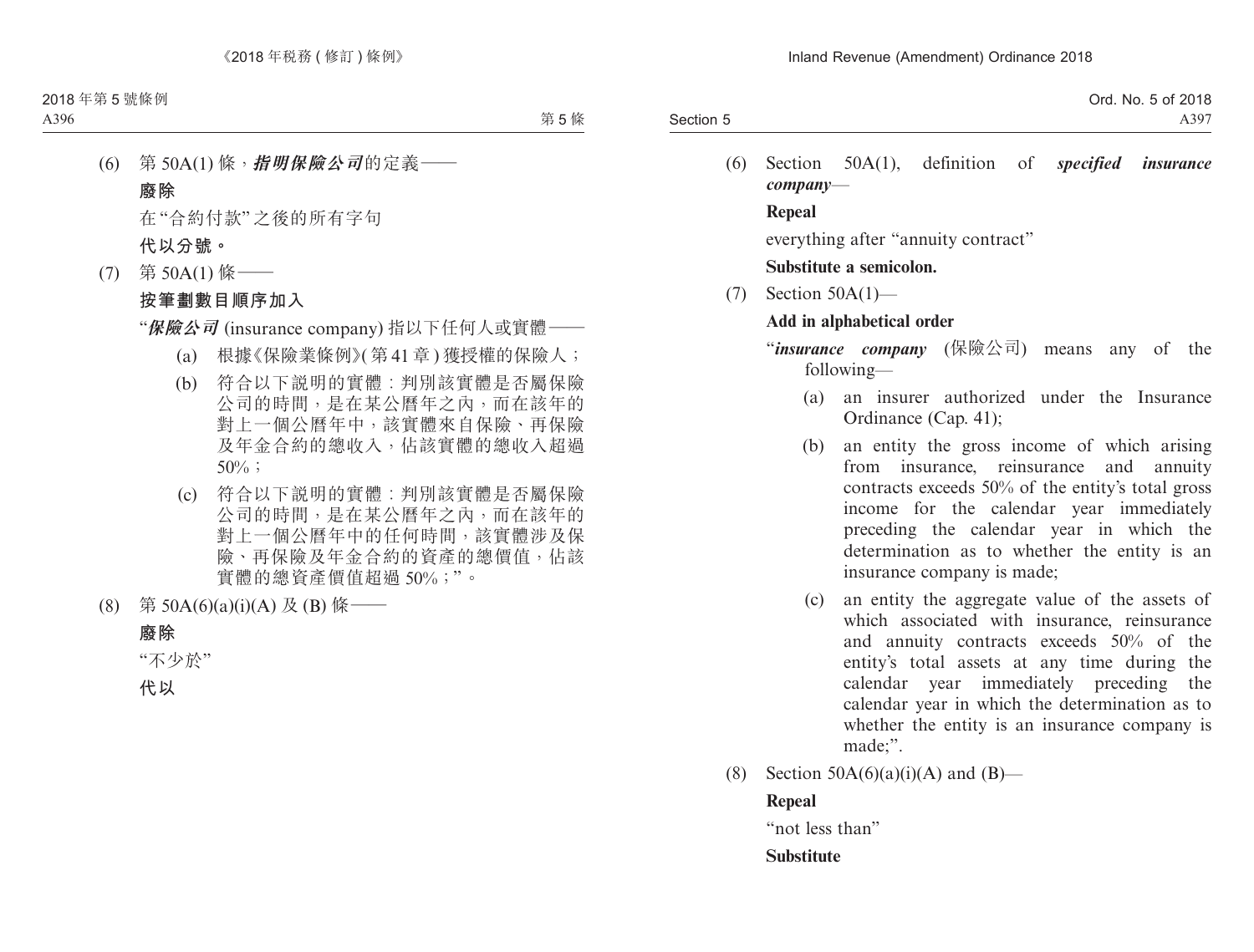(6) 第 50A(1) 條，***指明保險公司***的定義——

**廢除**

在“合約付款”之後的所有字句

**代以分號。**

(7) 第 50A(1) 條——

**按筆劃數目順序加入**

“***保險公司*** (insurance company) 指以下任何人或實體——

(a) 根據《保險業條例》(第 41 章) 獲授權的保險人；

(b) 符合以下說明的實體：判別該實體是否屬保險公司的時間，是在某公曆年之內，而在該年的對上一個公曆年中，該實體來自保險、再保險及年金合約的總收入，佔該實體的總收入超過 50%；

(c) 符合以下說明的實體：判別該實體是否屬保險公司的時間，是在某公曆年之內，而在該年的對上一個公曆年中的任何時間，該實體涉及保險、再保險及年金合約的資產的總價值，佔該實體的總資產價值超過 50%；”。

(8) 第 50A(6)(a)(i)(A) 及 (B) 條——

**廢除**

“不少於”

**代以**

(6) Section 50A(1), definition of ***specified insurance company***—

**Repeal**

everything after “annuity contract”

**Substitute a semicolon.**

(7) Section 50A(1)—

**Add in alphabetical order**

“***insurance company*** (保險公司) means any of the following—

(a) an insurer authorized under the Insurance Ordinance (Cap. 41);

(b) an entity the gross income of which arising from insurance, reinsurance and annuity contracts exceeds 50% of the entity’s total gross income for the calendar year immediately preceding the calendar year in which the determination as to whether the entity is an insurance company is made;

(c) an entity the aggregate value of the assets of which associated with insurance, reinsurance and annuity contracts exceeds 50% of the entity’s total assets at any time during the calendar year immediately preceding the calendar year in which the determination as to whether the entity is an insurance company is made;”.

(8) Section 50A(6)(a)(i)(A) and (B)—

**Repeal**

“not less than”

**Substitute**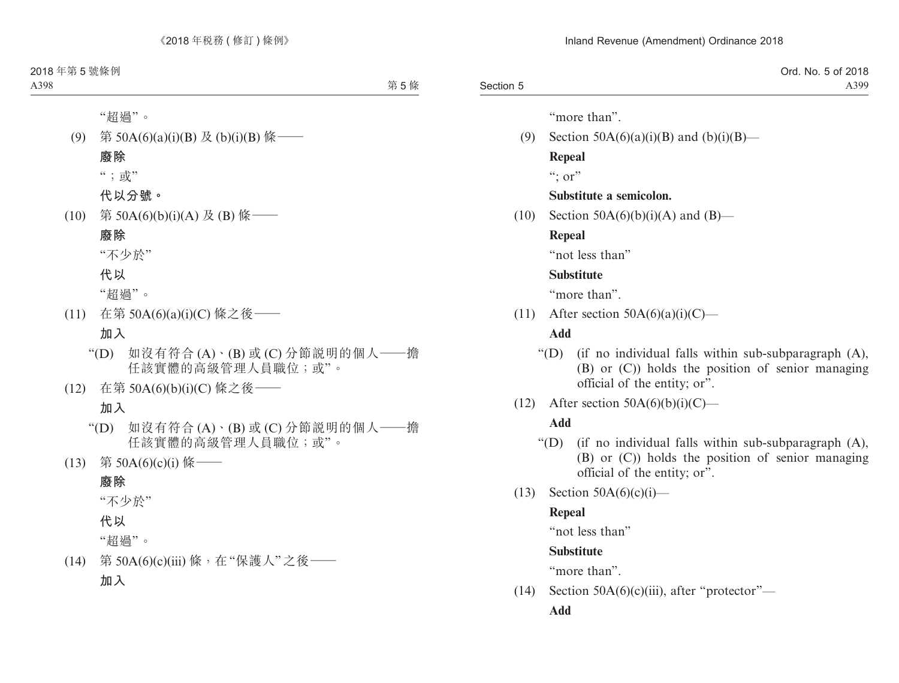"超過"。

(9) 第 50A(6)(a)(i)(B) 及 (b)(i)(B) 條——

**廢除**

"；或"

**代以分號。**

(10) 第 50A(6)(b)(i)(A) 及 (B) 條——

**廢除**

"不少於"

**代以**

"超過"。

(11) 在第 50A(6)(a)(i)(C) 條之後——

**加入**

"(D) 如沒有符合 (A)、(B) 或 (C) 分節說明的個人——擔任該實體的高級管理人員職位；或"。

(12) 在第 50A(6)(b)(i)(C) 條之後——

**加入**

"(D) 如沒有符合 (A)、(B) 或 (C) 分節說明的個人——擔任該實體的高級管理人員職位；或"。

(13) 第 50A(6)(c)(i) 條——

**廢除**

"不少於"

**代以**

"超過"。

(14) 第 50A(6)(c)(iii) 條，在"保護人"之後——

**加入**

"more than".

(9) Section 50A(6)(a)(i)(B) and (b)(i)(B)—

**Repeal**

"; or"

**Substitute a semicolon.**

(10) Section 50A(6)(b)(i)(A) and (B)—

**Repeal**

"not less than"

**Substitute**

"more than".

(11) After section 50A(6)(a)(i)(C)—

**Add**

"(D) (if no individual falls within sub-subparagraph (A), (B) or (C)) holds the position of senior managing official of the entity; or".

(12) After section 50A(6)(b)(i)(C)—

**Add**

"(D) (if no individual falls within sub-subparagraph (A), (B) or (C)) holds the position of senior managing official of the entity; or".

(13) Section 50A(6)(c)(i)—

**Repeal**

"not less than"

**Substitute**

"more than".

(14) Section 50A(6)(c)(iii), after "protector"—

**Add**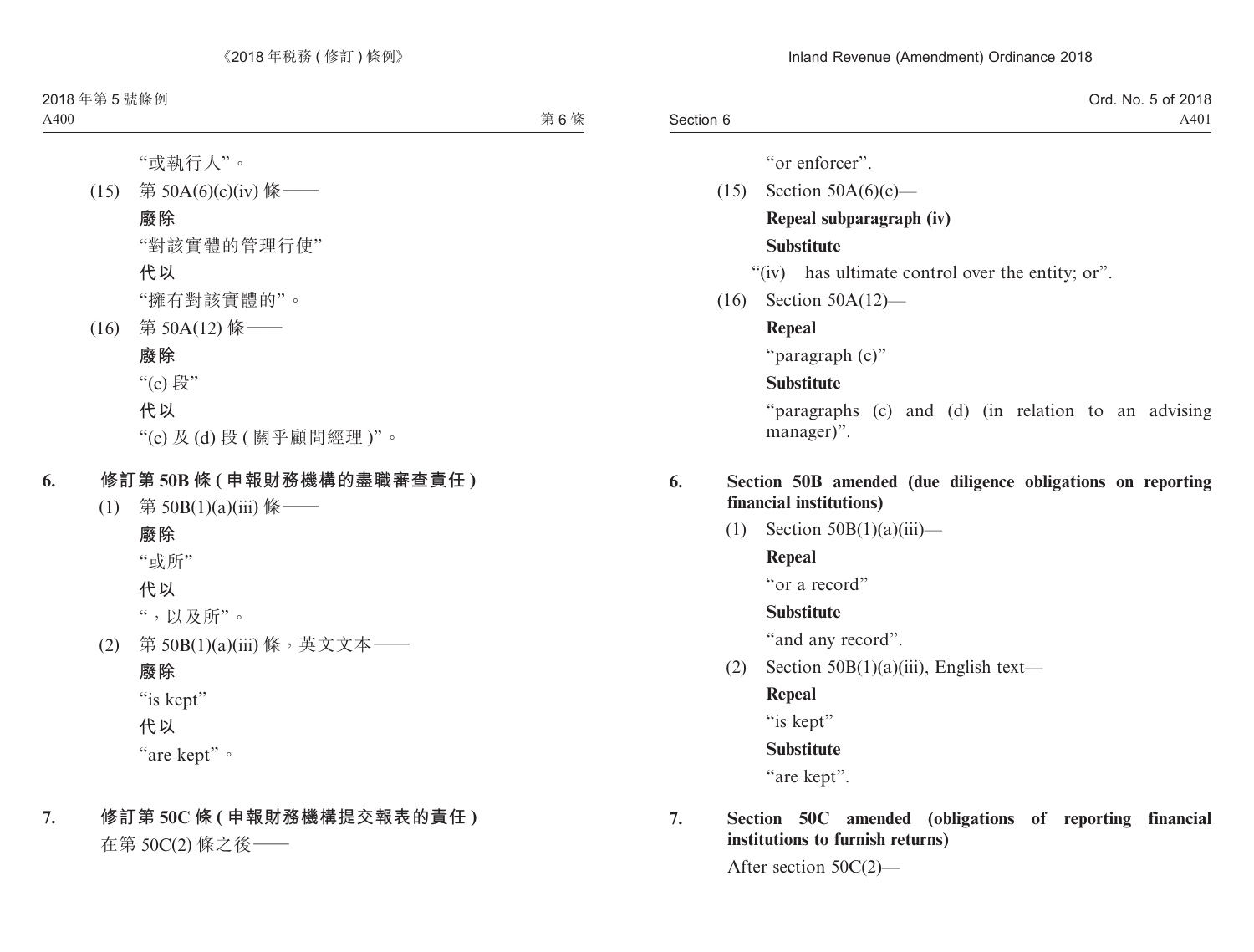“或執行人”。

(15) 第 50A(6)(c)(iv) 條——

**廢除**

“對該實體的管理行使”

**代以**

“擁有對該實體的”。

(16) 第 50A(12) 條——

**廢除**

“(c) 段”

**代以**

“(c) 及 (d) 段 ( 關乎顧問經理 )”。

**6. 修訂第 50B 條 ( 申報財務機構的盡職審查責任 )**

(1) 第 50B(1)(a)(iii) 條——

**廢除**

“或所”

**代以**

“，以及所”。

(2) 第 50B(1)(a)(iii) 條，英文文本——

**廢除**

“is kept”

**代以**

“are kept”。

**7. 修訂第 50C 條 ( 申報財務機構提交報表的責任 )**

在第 50C(2) 條之後——

“or enforcer”.

(15) Section 50A(6)(c)—

**Repeal subparagraph (iv)**

**Substitute**

“(iv) has ultimate control over the entity; or”.

(16) Section 50A(12)—

**Repeal**

“paragraph (c)”

**Substitute**

“paragraphs (c) and (d) (in relation to an advising manager)”.

**6. Section 50B amended (due diligence obligations on reporting financial institutions)**

(1) Section 50B(1)(a)(iii)—

**Repeal**

“or a record”

**Substitute**

“and any record”.

(2) Section 50B(1)(a)(iii), English text—

**Repeal**

“is kept”

**Substitute**

“are kept”.

**7. Section 50C amended (obligations of reporting financial institutions to furnish returns)**

After section 50C(2)—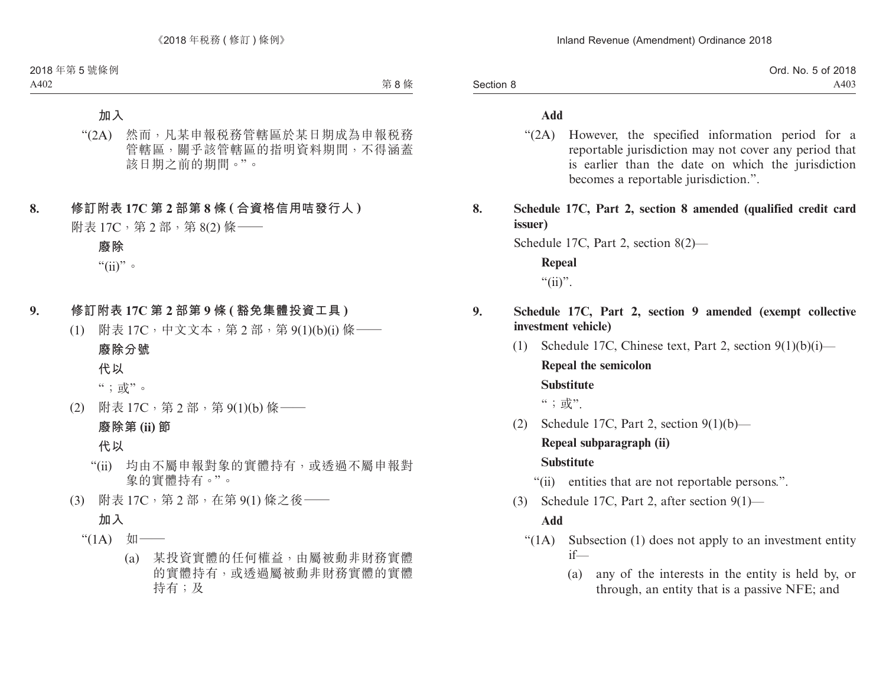**加入**

"(2A) 然而，凡某申報稅務管轄區於某日期成為申報稅務管轄區，關乎該管轄區的指明資料期間，不得涵蓋該日期之前的期間。"。

**8. 修訂附表 17C 第 2 部第 8 條 (合資格信用咭發行人)**

附表 17C，第 2 部，第 8(2) 條——

**廢除**

"(ii)"。

**9. 修訂附表 17C 第 2 部第 9 條 (豁免集體投資工具)**

(1) 附表 17C，中文文本，第 2 部，第 9(1)(b)(i) 條——

**廢除分號**

**代以**

"；或"。

(2) 附表 17C，第 2 部，第 9(1)(b) 條——

**廢除第 (ii) 節**

**代以**

"(ii) 均由不屬申報對象的實體持有，或透過不屬申報對象的實體持有。"。

(3) 附表 17C，第 2 部，在第 9(1) 條之後——

**加入**

"(1A) 如——

(a) 某投資實體的任何權益，由屬被動非財務實體的實體持有，或透過屬被動非財務實體的實體持有；及

**Add**

"(2A) However, the specified information period for a reportable jurisdiction may not cover any period that is earlier than the date on which the jurisdiction becomes a reportable jurisdiction.".

**8. Schedule 17C, Part 2, section 8 amended (qualified credit card issuer)**

Schedule 17C, Part 2, section 8(2)—

**Repeal**

"(ii)".

**9. Schedule 17C, Part 2, section 9 amended (exempt collective investment vehicle)**

(1) Schedule 17C, Chinese text, Part 2, section 9(1)(b)(i)—

**Repeal the semicolon**

**Substitute**

"；或".

(2) Schedule 17C, Part 2, section 9(1)(b)—

**Repeal subparagraph (ii)**

**Substitute**

"(ii) entities that are not reportable persons.".

(3) Schedule 17C, Part 2, after section 9(1)—

**Add**

"(1A) Subsection (1) does not apply to an investment entity if—

(a) any of the interests in the entity is held by, or through, an entity that is a passive NFE; and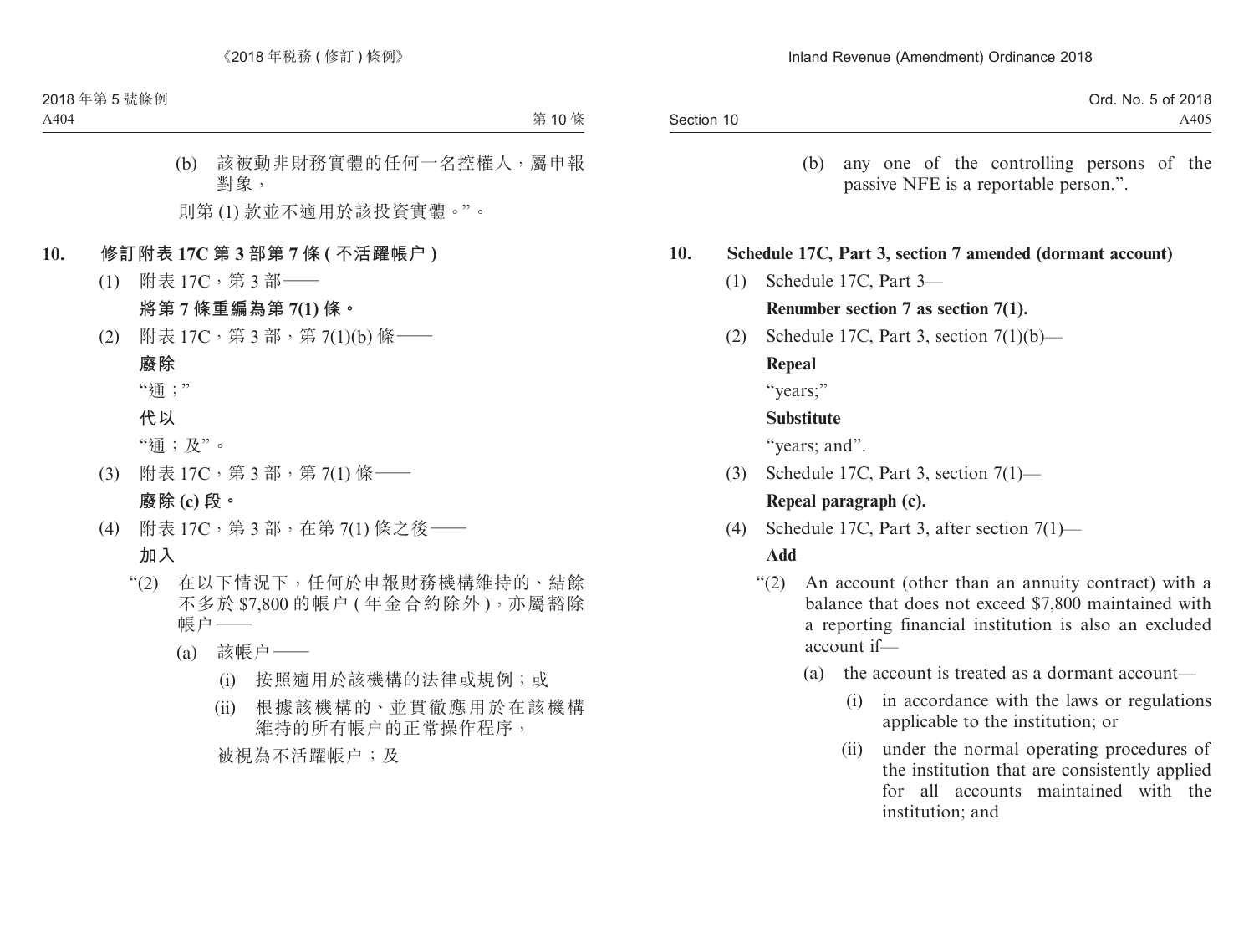(b) 該被動非財務實體的任何一名控權人，屬申報對象，

則第 (1) 款並不適用於該投資實體。”。

## 10. 修訂附表 17C 第 3 部第 7 條 ( 不活躍帳户 )

(1) 附表 17C，第 3 部——

**將第 7 條重編為第 7(1) 條。**

(2) 附表 17C，第 3 部，第 7(1)(b) 條——

**廢除**

“逾；”

**代以**

“逾；及”。

(3) 附表 17C，第 3 部，第 7(1) 條——

**廢除 (c) 段。**

(4) 附表 17C，第 3 部，在第 7(1) 條之後——

**加入**

“(2) 在以下情況下，任何於申報財務機構維持的、結餘不多於 $7,800 的帳户 ( 年金合約除外 )，亦屬豁除帳户——

(a) 該帳户——

(i) 按照適用於該機構的法律或規例；或

(ii) 根據該機構的、並貫徹應用於在該機構維持的所有帳户的正常操作程序，

被視為不活躍帳户；及

(b) any one of the controlling persons of the passive NFE is a reportable person.”.

## 10. Schedule 17C, Part 3, section 7 amended (dormant account)

(1) Schedule 17C, Part 3—

**Renumber section 7 as section 7(1).**

(2) Schedule 17C, Part 3, section 7(1)(b)—

**Repeal**

“years;”

**Substitute**

“years; and”.

(3) Schedule 17C, Part 3, section 7(1)—

**Repeal paragraph (c).**

(4) Schedule 17C, Part 3, after section 7(1)—

**Add**

“(2) An account (other than an annuity contract) with a balance that does not exceed $7,800 maintained with a reporting financial institution is also an excluded account if—

(a) the account is treated as a dormant account—

(i) in accordance with the laws or regulations applicable to the institution; or

(ii) under the normal operating procedures of the institution that are consistently applied for all accounts maintained with the institution; and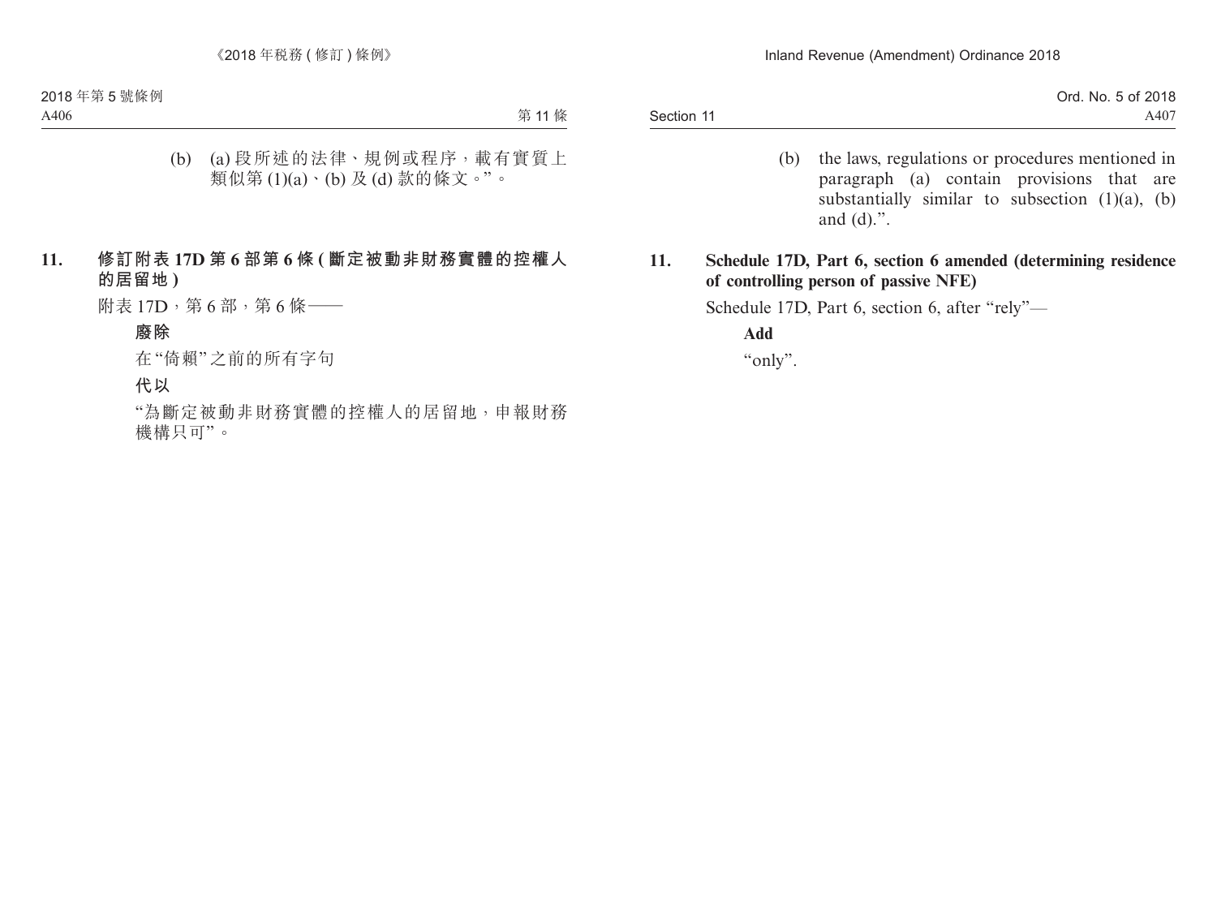(b) (a) 段所述的法律、規例或程序，載有實質上類似第 (1)(a)、(b) 及 (d) 款的條文。”。

## 11. 修訂附表 17D 第 6 部第 6 條 (斷定被動非財務實體的控權人的居留地)

附表 17D，第 6 部，第 6 條——

**廢除**

在“倚賴”之前的所有字句

**代以**

“為斷定被動非財務實體的控權人的居留地，申報財務機構只可”。

(b) the laws, regulations or procedures mentioned in paragraph (a) contain provisions that are substantially similar to subsection (1)(a), (b) and (d).”.

## 11. Schedule 17D, Part 6, section 6 amended (determining residence of controlling person of passive NFE)

Schedule 17D, Part 6, section 6, after “rely”—

**Add**

“only”.